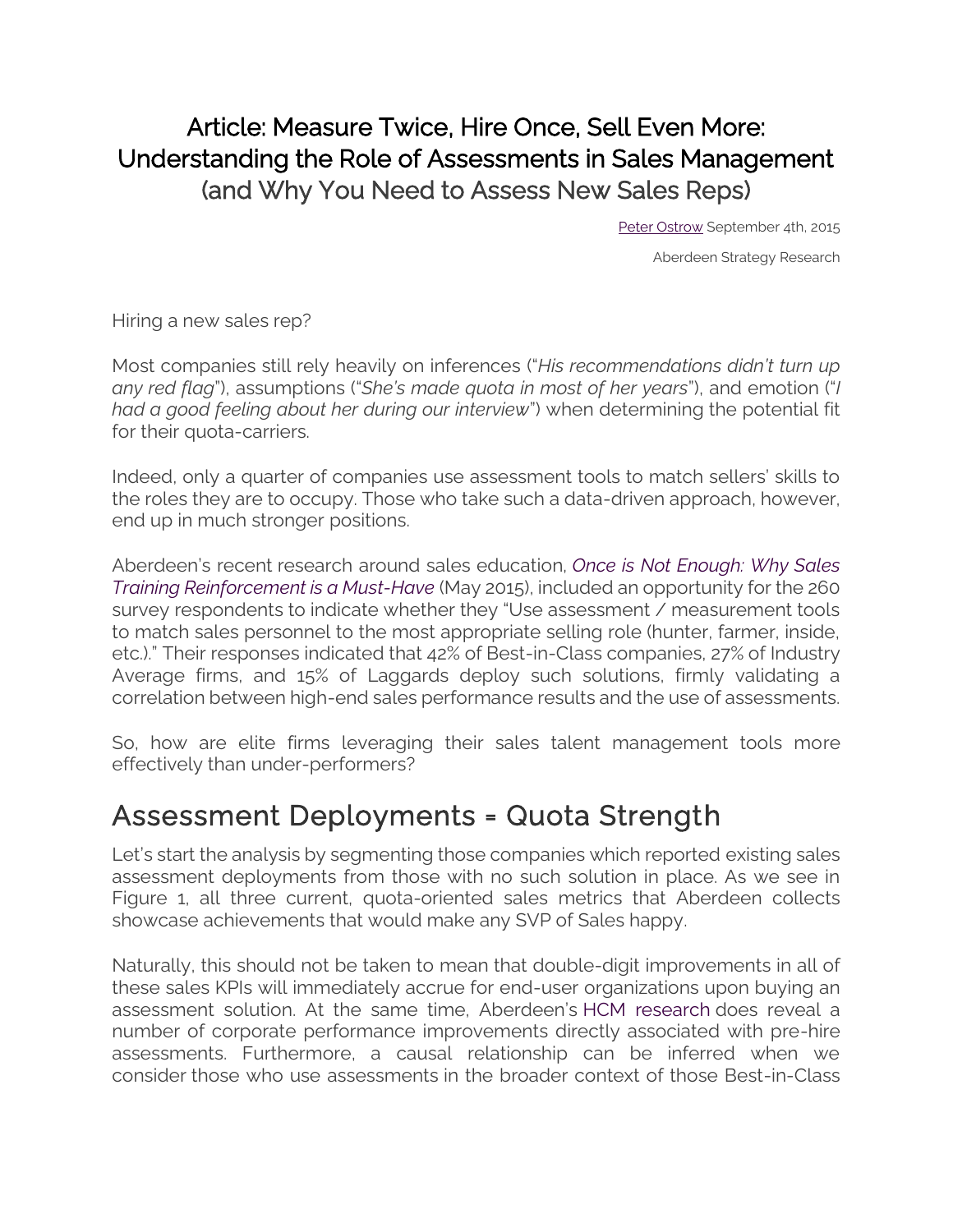# Article: Measure Twice, Hire Once, Sell Even More: Understanding the Role of Assessments in Sales Management (and Why You Need to Assess New Sales Reps)

Peter Ostrow September 4th, 2015

Aberdeen Strategy Research

Hiring a new sales rep?

Most companies still rely heavily on inferences ("*His recommendations didn't turn up any red flag*"), assumptions ("*She's made quota in most of her years*"), and emotion ("*I had a good feeling about her during our interview*") when determining the potential fit for their quota-carriers.

Indeed, only a quarter of companies use assessment tools to match sellers' skills to the roles they are to occupy. Those who take such a data-driven approach, however, end up in much stronger positions.

Aberdeen's recent research around sales education, *Once is Not Enough: Why Sales Training Reinforcement is a Must-Have* (May 2015), included an opportunity for the 260 survey respondents to indicate whether they "Use assessment / measurement tools to match sales personnel to the most appropriate selling role (hunter, farmer, inside, etc.)." Their responses indicated that 42% of Best-in-Class companies, 27% of Industry Average firms, and 15% of Laggards deploy such solutions, firmly validating a correlation between high-end sales performance results and the use of assessments.

So, how are elite firms leveraging their sales talent management tools more effectively than under-performers?

## Assessment Deployments = Quota Strength

Let's start the analysis by segmenting those companies which reported existing sales assessment deployments from those with no such solution in place. As we see in Figure 1, all three current, quota-oriented sales metrics that Aberdeen collects showcase achievements that would make any SVP of Sales happy.

Naturally, this should not be taken to mean that double-digit improvements in all of these sales KPIs will immediately accrue for end-user organizations upon buying an assessment solution. At the same time, Aberdeen's HCM research does reveal a number of corporate performance improvements directly associated with pre-hire assessments. Furthermore, a causal relationship can be inferred when we consider those who use assessments in the broader context of those Best-in-Class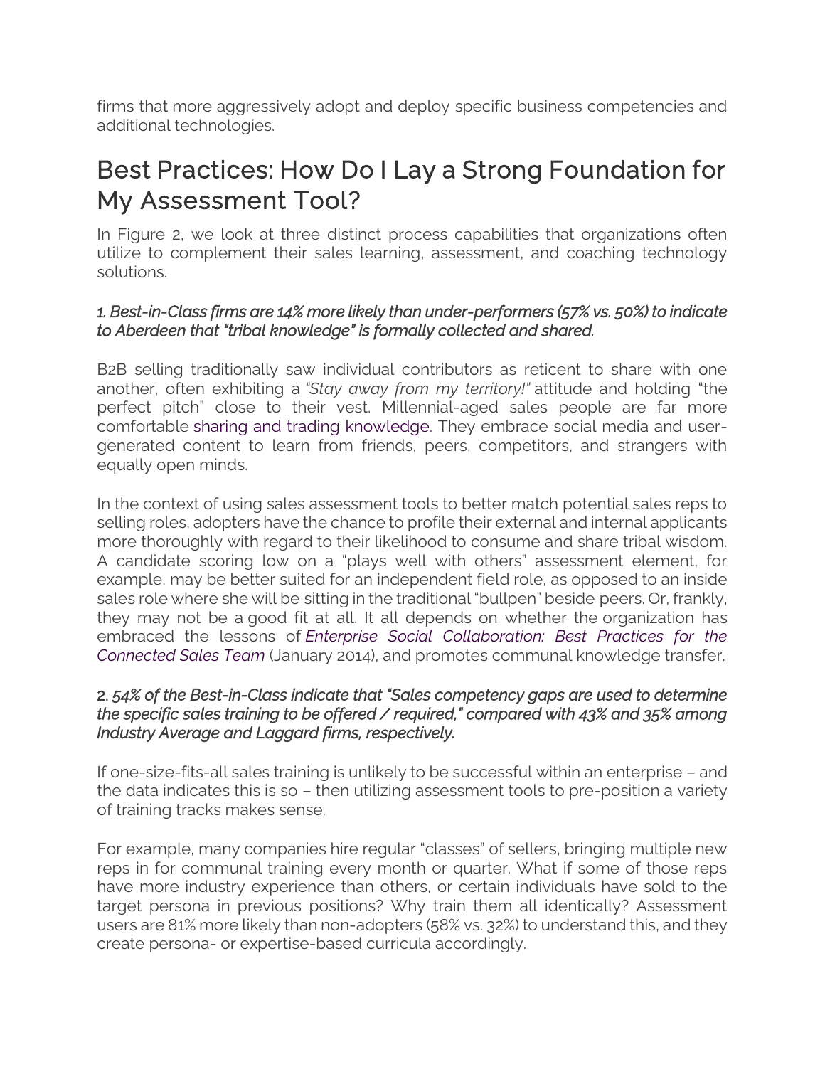firms that more aggressively adopt and deploy specific business competencies and additional technologies.

## Best Practices: How Do I Lay a Strong Foundation for My Assessment Tool?

In Figure 2, we look at three distinct process capabilities that organizations often utilize to complement their sales learning, assessment, and coaching technology solutions.

#### *1. Best-in-Class firms are 14% more likely than under-performers (57% vs. 50%) to indicate to Aberdeen that "tribal knowledge" is formally collected and shared.*

B2B selling traditionally saw individual contributors as reticent to share with one another, often exhibiting a *"Stay away from my territory!"* attitude and holding "the perfect pitch" close to their vest. Millennial-aged sales people are far more comfortable sharing and trading knowledge. They embrace social media and user-generated content to learn from friends, peers, competitors, and strangers with equally open minds.

In the context of using sales assessment tools to better match potential sales reps to selling roles, adopters have the chance to profile their external and internal applicants more thoroughly with regard to their likelihood to consume and share tribal wisdom. A candidate scoring low on a "plays well with others" assessment element, for example, may be better suited for an independent field role, as opposed to an inside sales role where she will be sitting in the traditional "bullpen" beside peers. Or, frankly, they may not be a good fit at all. It all depends on whether the organization has embraced the lessons of *Enterprise Social Collaboration: Best Practices for the Connected Sales Team* (January 2014), and promotes communal knowledge transfer.

#### *2. 54% of the Best-in-Class indicate that "Sales competency gaps are used to determine the specific sales training to be offered / required," compared with 43% and 35% among Industry Average and Laggard firms, respectively.*

If one-size-fits-all sales training is unlikely to be successful within an enterprise – and the data indicates this is so – then utilizing assessment tools to pre-position a variety of training tracks makes sense.

For example, many companies hire regular "classes" of sellers, bringing multiple new reps in for communal training every month or quarter. What if some of those reps have more industry experience than others, or certain individuals have sold to the target persona in previous positions? Why train them all identically? Assessment users are 81% more likely than non-adopters (58% vs. 32%) to understand this, and they create persona- or expertise-based curricula accordingly.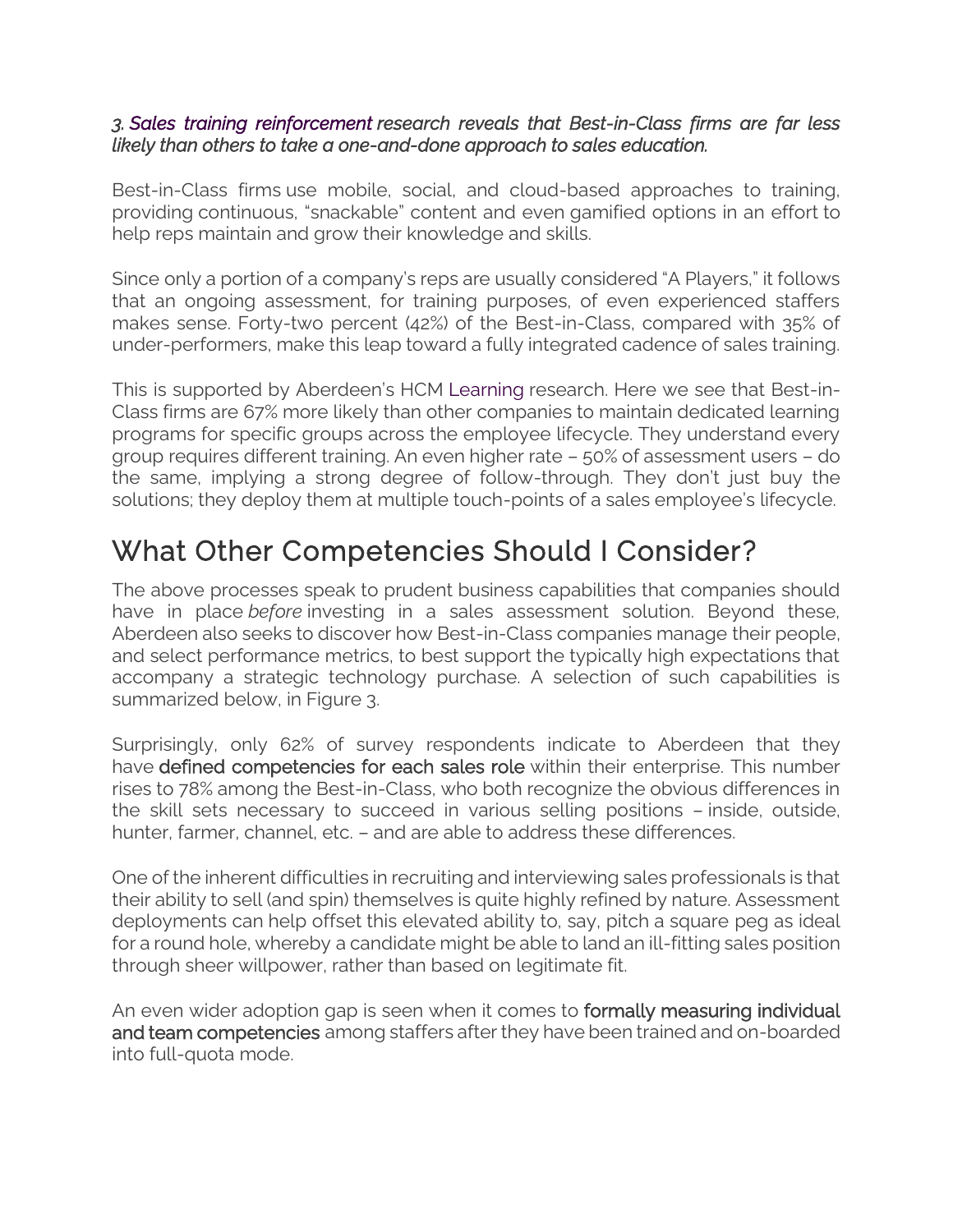*3. Sales training reinforcement research reveals that Best-in-Class firms are far less likely than others to take a one-and-done approach to sales education.*

Best-in-Class firms use mobile, social, and cloud-based approaches to training, providing continuous, "snackable" content and even gamified options in an effort to help reps maintain and grow their knowledge and skills.

Since only a portion of a company's reps are usually considered "A Players," it follows that an ongoing assessment, for training purposes, of even experienced staffers makes sense. Forty-two percent (42%) of the Best-in-Class, compared with 35% of under-performers, make this leap toward a fully integrated cadence of sales training.

This is supported by Aberdeen's HCM Learning research. Here we see that Best-in-Class firms are 67% more likely than other companies to maintain dedicated learning programs for specific groups across the employee lifecycle. They understand every group requires different training. An even higher rate – 50% of assessment users – do the same, implying a strong degree of follow-through. They don't just buy the solutions; they deploy them at multiple touch-points of a sales employee's lifecycle.

## What Other Competencies Should I Consider?

The above processes speak to prudent business capabilities that companies should have in place *before* investing in a sales assessment solution. Beyond these, Aberdeen also seeks to discover how Best-in-Class companies manage their people, and select performance metrics, to best support the typically high expectations that accompany a strategic technology purchase. A selection of such capabilities is summarized below, in Figure 3.

Surprisingly, only 62% of survey respondents indicate to Aberdeen that they have **defined competencies for each sales role** within their enterprise. This number rises to 78% among the Best-in-Class, who both recognize the obvious differences in the skill sets necessary to succeed in various selling positions – inside, outside, hunter, farmer, channel, etc. – and are able to address these differences.

One of the inherent difficulties in recruiting and interviewing sales professionals is that their ability to sell (and spin) themselves is quite highly refined by nature. Assessment deployments can help offset this elevated ability to, say, pitch a square peg as ideal for a round hole, whereby a candidate might be able to land an ill-fitting sales position through sheer willpower, rather than based on legitimate fit.

An even wider adoption gap is seen when it comes to **formally measuring individual and team competencies** among staffers after they have been trained and on-boarded into full-quota mode.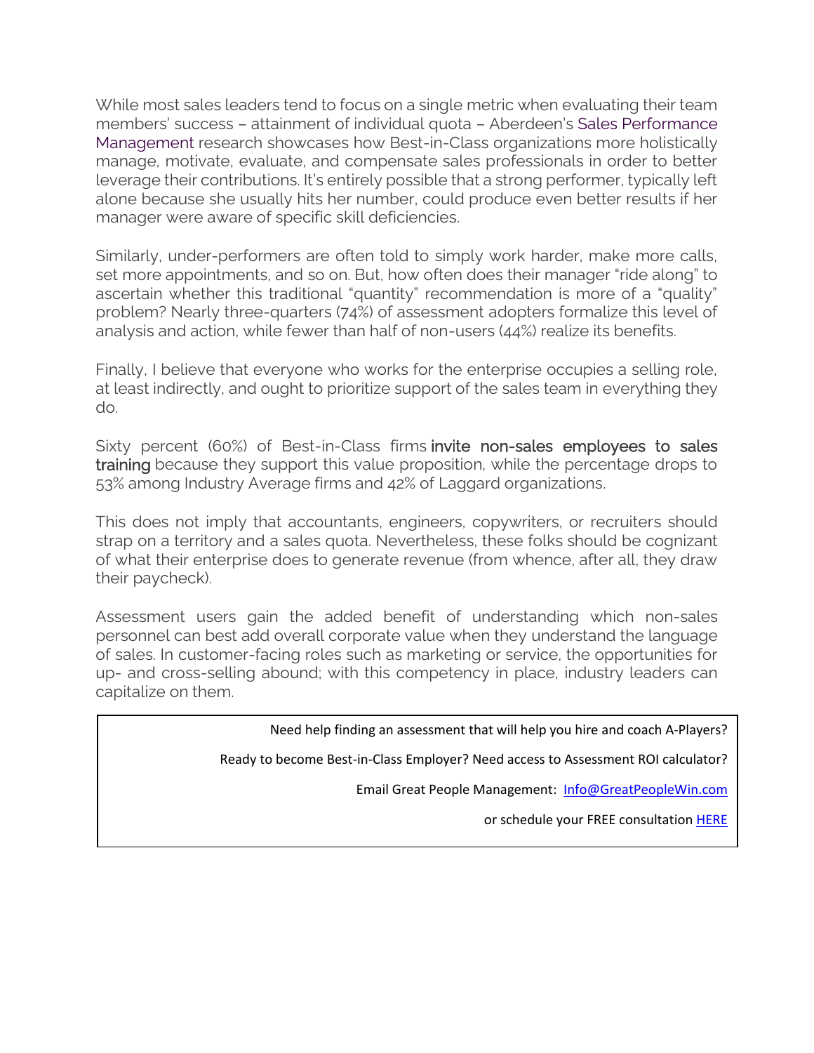While most sales leaders tend to focus on a single metric when evaluating their team members' success – attainment of individual quota – Aberdeen's Sales Performance Management research showcases how Best-in-Class organizations more holistically manage, motivate, evaluate, and compensate sales professionals in order to better leverage their contributions. It's entirely possible that a strong performer, typically left alone because she usually hits her number, could produce even better results if her manager were aware of specific skill deficiencies.

Similarly, under-performers are often told to simply work harder, make more calls, set more appointments, and so on. But, how often does their manager "ride along" to ascertain whether this traditional "quantity" recommendation is more of a "quality" problem? Nearly three-quarters (74%) of assessment adopters formalize this level of analysis and action, while fewer than half of non-users (44%) realize its benefits.

Finally, I believe that everyone who works for the enterprise occupies a selling role, at least indirectly, and ought to prioritize support of the sales team in everything they do.

Sixty percent (60%) of Best-in-Class firms invite non-sales employees to sales training because they support this value proposition, while the percentage drops to 53% among Industry Average firms and 42% of Laggard organizations.

This does not imply that accountants, engineers, copywriters, or recruiters should strap on a territory and a sales quota. Nevertheless, these folks should be cognizant of what their enterprise does to generate revenue (from whence, after all, they draw their paycheck).

Assessment users gain the added benefit of understanding which non-sales personnel can best add overall corporate value when they understand the language of sales. In customer-facing roles such as marketing or service, the opportunities for up- and cross-selling abound; with this competency in place, industry leaders can capitalize on them.

Need help finding an assessment that will help you hire and coach A-Players?

Ready to become Best-in-Class Employer? Need access to Assessment ROI calculator?

Email Great People Management: Info@GreatPeopleWin.com

or schedule your FREE consultation HERE